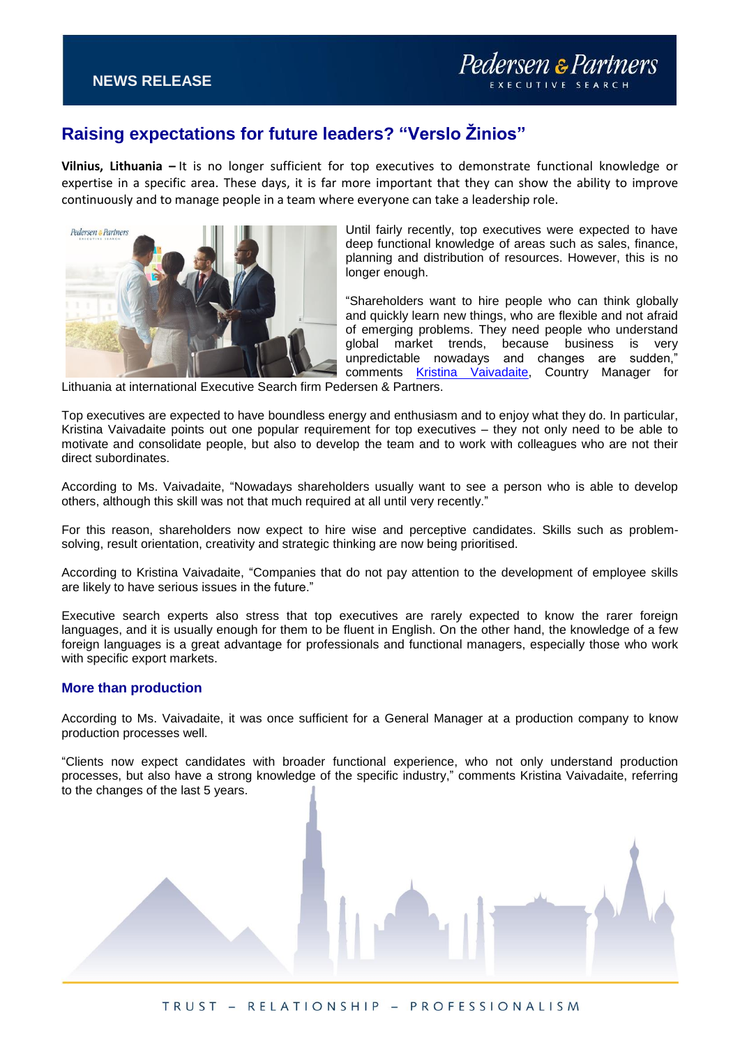NEWS RELEASE

# Raising expectations for future leaders? "Verslo Žinios"

**Vilnius, Lithuania –** It is no longer sufficient for top executives to demonstrate functional knowledge or expertise in a specific area. These days, it is far more important that they can show the ability to improve continuously and to manage people in a team where everyone can take a leadership role.

Until fairly recently, top executives were expected to have deep functional knowledge of areas such as sales, finance, planning and distribution of resources. However, this is no longer enough.

"Shareholders want to hire people who can think globally and quickly learn new things, who are flexible and not afraid of emerging problems. They need people who understand global market trends, because business is very unpredictable nowadays and changes are sudden," comments Kristina Vaivadaite, Country Manager for Lithuania at international Executive Search firm Pedersen & Partners.

Top executives are expected to have boundless energy and enthusiasm and to enjoy what they do. In particular, Kristina Vaivadaite points out one popular requirement for top executives – they not only need to be able to motivate and consolidate people, but also to develop the team and to work with colleagues who are not their direct subordinates.

According to Ms. Vaivadaite, "Nowadays shareholders usually want to see a person who is able to develop others, although this skill was not that much required at all until very recently."

For this reason, shareholders now expect to hire wise and perceptive candidates. Skills such as problem-solving, result orientation, creativity and strategic thinking are now being prioritised.

According to Kristina Vaivadaite, "Companies that do not pay attention to the development of employee skills are likely to have serious issues in the future."

Executive search experts also stress that top executives are rarely expected to know the rarer foreign languages, and it is usually enough for them to be fluent in English. On the other hand, the knowledge of a few foreign languages is a great advantage for professionals and functional managers, especially those who work with specific export markets.

## More than production

According to Ms. Vaivadaite, it was once sufficient for a General Manager at a production company to know production processes well.

"Clients now expect candidates with broader functional experience, who not only understand production processes, but also have a strong knowledge of the specific industry," comments Kristina Vaivadaite, referring to the changes of the last 5 years.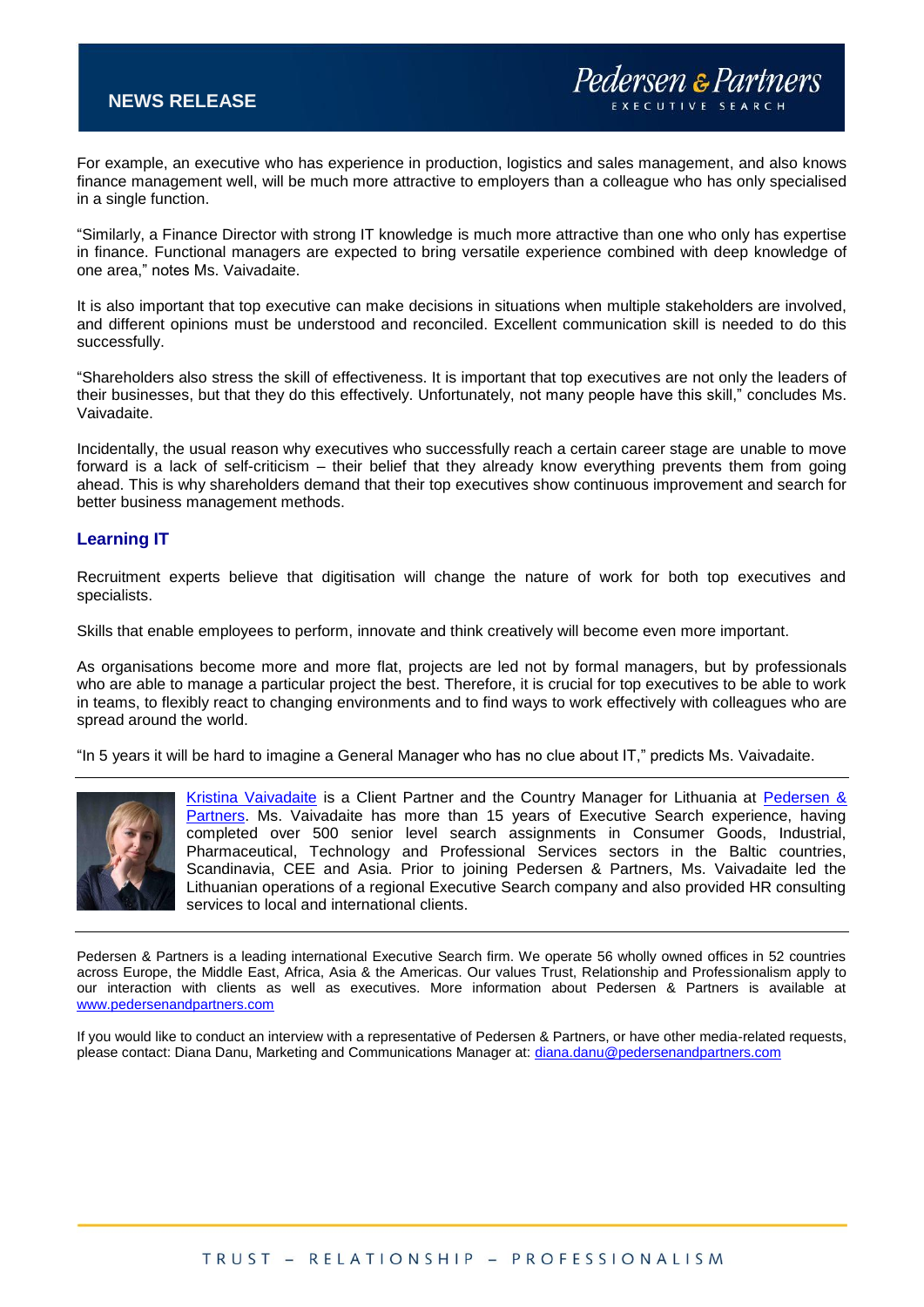For example, an executive who has experience in production, logistics and sales management, and also knows finance management well, will be much more attractive to employers than a colleague who has only specialised in a single function.

"Similarly, a Finance Director with strong IT knowledge is much more attractive than one who only has expertise in finance. Functional managers are expected to bring versatile experience combined with deep knowledge of one area," notes Ms. Vaivadaite.

It is also important that top executive can make decisions in situations when multiple stakeholders are involved, and different opinions must be understood and reconciled. Excellent communication skill is needed to do this successfully.

"Shareholders also stress the skill of effectiveness. It is important that top executives are not only the leaders of their businesses, but that they do this effectively. Unfortunately, not many people have this skill," concludes Ms. Vaivadaite.

Incidentally, the usual reason why executives who successfully reach a certain career stage are unable to move forward is a lack of self-criticism – their belief that they already know everything prevents them from going ahead. This is why shareholders demand that their top executives show continuous improvement and search for better business management methods.

## Learning IT

Recruitment experts believe that digitisation will change the nature of work for both top executives and specialists.

Skills that enable employees to perform, innovate and think creatively will become even more important.

As organisations become more and more flat, projects are led not by formal managers, but by professionals who are able to manage a particular project the best. Therefore, it is crucial for top executives to be able to work in teams, to flexibly react to changing environments and to find ways to work effectively with colleagues who are spread around the world.

"In 5 years it will be hard to imagine a General Manager who has no clue about IT," predicts Ms. Vaivadaite.

---

Kristina Vaivadaite is a Client Partner and the Country Manager for Lithuania at Pedersen & Partners. Ms. Vaivadaite has more than 15 years of Executive Search experience, having completed over 500 senior level search assignments in Consumer Goods, Industrial, Pharmaceutical, Technology and Professional Services sectors in the Baltic countries, Scandinavia, CEE and Asia. Prior to joining Pedersen & Partners, Ms. Vaivadaite led the Lithuanian operations of a regional Executive Search company and also provided HR consulting services to local and international clients.

---

Pedersen & Partners is a leading international Executive Search firm. We operate 56 wholly owned offices in 52 countries across Europe, the Middle East, Africa, Asia & the Americas. Our values Trust, Relationship and Professionalism apply to our interaction with clients as well as executives. More information about Pedersen & Partners is available at www.pedersenandpartners.com

If you would like to conduct an interview with a representative of Pedersen & Partners, or have other media-related requests, please contact: Diana Danu, Marketing and Communications Manager at: diana.danu@pedersenandpartners.com